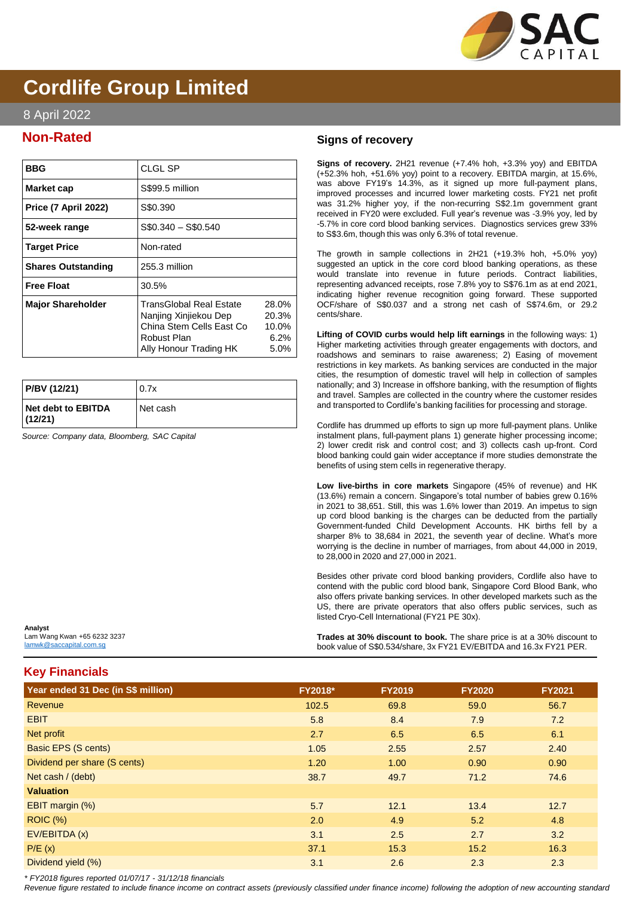# Cordlife Group Limited

8 April 2022

## Non-Rated

| BBG | CLGL SP |
|---|---|
| **Market cap** | S$99.5 million |
| **Price (7 April 2022)** | S$0.390 |
| **52-week range** | S$0.340 – S$0.540 |
| **Target Price** | Non-rated |
| **Shares Outstanding** | 255.3 million |
| **Free Float** | 30.5% |
| **Major Shareholder** | TransGlobal Real Estate 28.0%<br>Nanjing Xinjiekou Dep 20.3%<br>China Stem Cells East Co 10.0%<br>Robust Plan 6.2%<br>Ally Honour Trading HK 5.0% |

| P/BV (12/21) | 0.7x |
|---|---|
| **Net debt to EBITDA (12/21)** | Net cash |

*Source: Company data, Bloomberg, SAC Capital*

**Analyst**
Lam Wang Kwan +65 6232 3237
lamwk@saccapital.com.sg

## Signs of recovery

**Signs of recovery.** 2H21 revenue (+7.4% hoh, +3.3% yoy) and EBITDA (+52.3% hoh, +51.6% yoy) point to a recovery. EBITDA margin, at 15.6%, was above FY19's 14.3%, as it signed up more full-payment plans, improved processes and incurred lower marketing costs. FY21 net profit was 31.2% higher yoy, if the non-recurring S$2.1m government grant received in FY20 were excluded. Full year's revenue was -3.9% yoy, led by -5.7% in core cord blood banking services. Diagnostics services grew 33% to S$3.6m, though this was only 6.3% of total revenue.

The growth in sample collections in 2H21 (+19.3% hoh, +5.0% yoy) suggested an uptick in the core cord blood banking operations, as these would translate into revenue in future periods. Contract liabilities, representing advanced receipts, rose 7.8% yoy to S$76.1m as at end 2021, indicating higher revenue recognition going forward. These supported OCF/share of S$0.037 and a strong net cash of S$74.6m, or 29.2 cents/share.

**Lifting of COVID curbs would help lift earnings** in the following ways: 1) Higher marketing activities through greater engagements with doctors, and roadshows and seminars to raise awareness; 2) Easing of movement restrictions in key markets. As banking services are conducted in the major cities, the resumption of domestic travel will help in collection of samples nationally; and 3) Increase in offshore banking, with the resumption of flights and travel. Samples are collected in the country where the customer resides and transported to Cordlife's banking facilities for processing and storage.

Cordlife has drummed up efforts to sign up more full-payment plans. Unlike instalment plans, full-payment plans 1) generate higher processing income; 2) lower credit risk and control cost; and 3) collects cash up-front. Cord blood banking could gain wider acceptance if more studies demonstrate the benefits of using stem cells in regenerative therapy.

**Low live-births in core markets** Singapore (45% of revenue) and HK (13.6%) remain a concern. Singapore's total number of babies grew 0.16% in 2021 to 38,651. Still, this was 1.6% lower than 2019. An impetus to sign up cord blood banking is the charges can be deducted from the partially Government-funded Child Development Accounts. HK births fell by a sharper 8% to 38,684 in 2021, the seventh year of decline. What's more worrying is the decline in number of marriages, from about 44,000 in 2019, to 28,000 in 2020 and 27,000 in 2021.

Besides other private cord blood banking providers, Cordlife also have to contend with the public cord blood bank, Singapore Cord Blood Bank, who also offers private banking services. In other developed markets such as the US, there are private operators that also offers public services, such as listed Cryo-Cell International (FY21 PE 30x).

**Trades at 30% discount to book.** The share price is at a 30% discount to book value of S$0.534/share, 3x FY21 EV/EBITDA and 16.3x FY21 PER.

## Key Financials

| Year ended 31 Dec (in S$ million) | FY2018* | FY2019 | FY2020 | FY2021 |
|---|---|---|---|---|
| Revenue | 102.5 | 69.8 | 59.0 | 56.7 |
| EBIT | 5.8 | 8.4 | 7.9 | 7.2 |
| Net profit | 2.7 | 6.5 | 6.5 | 6.1 |
| Basic EPS (S cents) | 1.05 | 2.55 | 2.57 | 2.40 |
| Dividend per share (S cents) | 1.20 | 1.00 | 0.90 | 0.90 |
| Net cash / (debt) | 38.7 | 49.7 | 71.2 | 74.6 |
| **Valuation** | | | | |
| EBIT margin (%) | 5.7 | 12.1 | 13.4 | 12.7 |
| ROIC (%) | 2.0 | 4.9 | 5.2 | 4.8 |
| EV/EBITDA (x) | 3.1 | 2.5 | 2.7 | 3.2 |
| P/E (x) | 37.1 | 15.3 | 15.2 | 16.3 |
| Dividend yield (%) | 3.1 | 2.6 | 2.3 | 2.3 |

*\* FY2018 figures reported 01/07/17 - 31/12/18 financials*
*Revenue figure restated to include finance income on contract assets (previously classified under finance income) following the adoption of new accounting standard*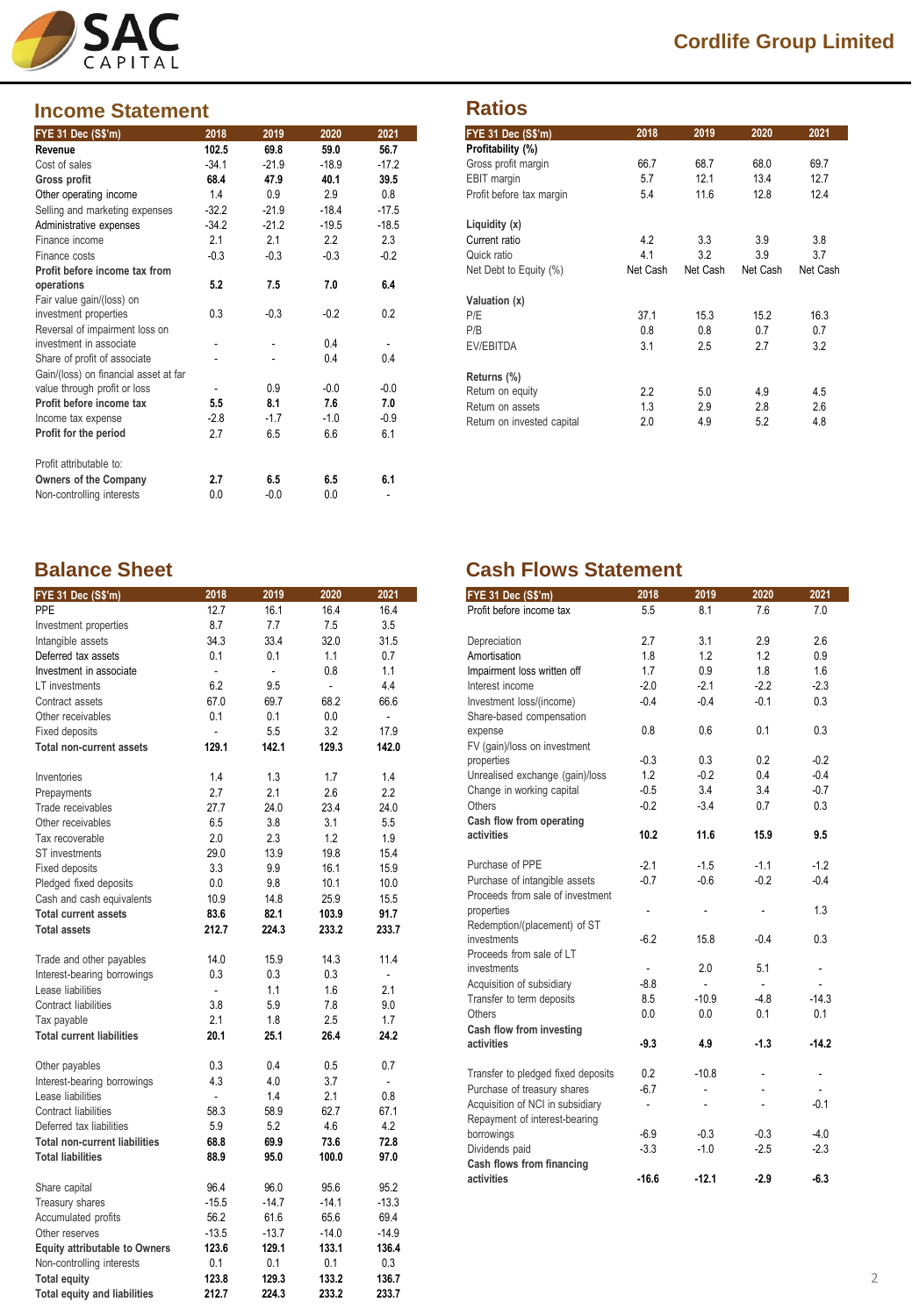## Income Statement

| FYE 31 Dec (S$'m) | 2018 | 2019 | 2020 | 2021 |
|---|---|---|---|---|
| **Revenue** | **102.5** | **69.8** | **59.0** | **56.7** |
| Cost of sales | -34.1 | -21.9 | -18.9 | -17.2 |
| **Gross profit** | **68.4** | **47.9** | **40.1** | **39.5** |
| Other operating income | 1.4 | 0.9 | 2.9 | 0.8 |
| Selling and marketing expenses | -32.2 | -21.9 | -18.4 | -17.5 |
| Administrative expenses | -34.2 | -21.2 | -19.5 | -18.5 |
| Finance income | 2.1 | 2.1 | 2.2 | 2.3 |
| Finance costs | -0.3 | -0.3 | -0.3 | -0.2 |
| **Profit before income tax from operations** | **5.2** | **7.5** | **7.0** | **6.4** |
| Fair value gain/(loss) on investment properties | 0.3 | -0.3 | -0.2 | 0.2 |
| Reversal of impairment loss on investment in associate | - | - | 0.4 | - |
| Share of profit of associate | - | - | 0.4 | 0.4 |
| Gain/(loss) on financial asset at far value through profit or loss | - | 0.9 | -0.0 | -0.0 |
| **Profit before income tax** | **5.5** | **8.1** | **7.6** | **7.0** |
| Income tax expense | -2.8 | -1.7 | -1.0 | -0.9 |
| **Profit for the period** | 2.7 | 6.5 | 6.6 | 6.1 |
| | | | | |
| Profit attributable to: | | | | |
| **Owners of the Company** | **2.7** | **6.5** | **6.5** | **6.1** |
| Non-controlling interests | 0.0 | -0.0 | 0.0 | - |

## Ratios

| FYE 31 Dec (S$'m) | 2018 | 2019 | 2020 | 2021 |
|---|---|---|---|---|
| **Profitability (%)** | | | | |
| Gross profit margin | 66.7 | 68.7 | 68.0 | 69.7 |
| EBIT margin | 5.7 | 12.1 | 13.4 | 12.7 |
| Profit before tax margin | 5.4 | 11.6 | 12.8 | 12.4 |
| | | | | |
| **Liquidity (x)** | | | | |
| Current ratio | 4.2 | 3.3 | 3.9 | 3.8 |
| Quick ratio | 4.1 | 3.2 | 3.9 | 3.7 |
| Net Debt to Equity (%) | Net Cash | Net Cash | Net Cash | Net Cash |
| | | | | |
| **Valuation (x)** | | | | |
| P/E | 37.1 | 15.3 | 15.2 | 16.3 |
| P/B | 0.8 | 0.8 | 0.7 | 0.7 |
| EV/EBITDA | 3.1 | 2.5 | 2.7 | 3.2 |
| | | | | |
| **Returns (%)** | | | | |
| Return on equity | 2.2 | 5.0 | 4.9 | 4.5 |
| Return on assets | 1.3 | 2.9 | 2.8 | 2.6 |
| Return on invested capital | 2.0 | 4.9 | 5.2 | 4.8 |

## Balance Sheet

| FYE 31 Dec (S$'m) | 2018 | 2019 | 2020 | 2021 |
|---|---|---|---|---|
| PPE | 12.7 | 16.1 | 16.4 | 16.4 |
| Investment properties | 8.7 | 7.7 | 7.5 | 3.5 |
| Intangible assets | 34.3 | 33.4 | 32.0 | 31.5 |
| Deferred tax assets | 0.1 | 0.1 | 1.1 | 0.7 |
| Investment in associate | - | - | 0.8 | 1.1 |
| LT investments | 6.2 | 9.5 | - | 4.4 |
| Contract assets | 67.0 | 69.7 | 68.2 | 66.6 |
| Other receivables | 0.1 | 0.1 | 0.0 | - |
| Fixed deposits | - | 5.5 | 3.2 | 17.9 |
| **Total non-current assets** | **129.1** | **142.1** | **129.3** | **142.0** |
| | | | | |
| Inventories | 1.4 | 1.3 | 1.7 | 1.4 |
| Prepayments | 2.7 | 2.1 | 2.6 | 2.2 |
| Trade receivables | 27.7 | 24.0 | 23.4 | 24.0 |
| Other receivables | 6.5 | 3.8 | 3.1 | 5.5 |
| Tax recoverable | 2.0 | 2.3 | 1.2 | 1.9 |
| ST investments | 29.0 | 13.9 | 19.8 | 15.4 |
| Fixed deposits | 3.3 | 9.9 | 16.1 | 15.9 |
| Pledged fixed deposits | 0.0 | 9.8 | 10.1 | 10.0 |
| Cash and cash equivalents | 10.9 | 14.8 | 25.9 | 15.5 |
| **Total current assets** | **83.6** | **82.1** | **103.9** | **91.7** |
| **Total assets** | **212.7** | **224.3** | **233.2** | **233.7** |
| | | | | |
| Trade and other payables | 14.0 | 15.9 | 14.3 | 11.4 |
| Interest-bearing borrowings | 0.3 | 0.3 | 0.3 | - |
| Lease liabilities | - | 1.1 | 1.6 | 2.1 |
| Contract liabilities | 3.8 | 5.9 | 7.8 | 9.0 |
| Tax payable | 2.1 | 1.8 | 2.5 | 1.7 |
| **Total current liabilities** | **20.1** | **25.1** | **26.4** | **24.2** |
| | | | | |
| Other payables | 0.3 | 0.4 | 0.5 | 0.7 |
| Interest-bearing borrowings | 4.3 | 4.0 | 3.7 | - |
| Lease liabilities | - | 1.4 | 2.1 | 0.8 |
| Contract liabilities | 58.3 | 58.9 | 62.7 | 67.1 |
| Deferred tax liabilities | 5.9 | 5.2 | 4.6 | 4.2 |
| **Total non-current liabilities** | **68.8** | **69.9** | **73.6** | **72.8** |
| **Total liabilities** | **88.9** | **95.0** | **100.0** | **97.0** |
| | | | | |
| Share capital | 96.4 | 96.0 | 95.6 | 95.2 |
| Treasury shares | -15.5 | -14.7 | -14.1 | -13.3 |
| Accumulated profits | 56.2 | 61.6 | 65.6 | 69.4 |
| Other reserves | -13.5 | -13.7 | -14.0 | -14.9 |
| **Equity attributable to Owners** | **123.6** | **129.1** | **133.1** | **136.4** |
| Non-controlling interests | 0.1 | 0.1 | 0.1 | 0.3 |
| **Total equity** | **123.8** | **129.3** | **133.2** | **136.7** |
| **Total equity and liabilities** | **212.7** | **224.3** | **233.2** | **233.7** |

## Cash Flows Statement

| FYE 31 Dec (S$'m) | 2018 | 2019 | 2020 | 2021 |
|---|---|---|---|---|
| Profit before income tax | 5.5 | 8.1 | 7.6 | 7.0 |
| | | | | |
| Depreciation | 2.7 | 3.1 | 2.9 | 2.6 |
| Amortisation | 1.8 | 1.2 | 1.2 | 0.9 |
| Impairment loss written off | 1.7 | 0.9 | 1.8 | 1.6 |
| Interest income | -2.0 | -2.1 | -2.2 | -2.3 |
| Investment loss/(income) | -0.4 | -0.4 | -0.1 | 0.3 |
| Share-based compensation expense | 0.8 | 0.6 | 0.1 | 0.3 |
| FV (gain)/loss on investment properties | -0.3 | 0.3 | 0.2 | -0.2 |
| Unrealised exchange (gain)/loss | 1.2 | -0.2 | 0.4 | -0.4 |
| Change in working capital | -0.5 | 3.4 | 3.4 | -0.7 |
| Others | -0.2 | -3.4 | 0.7 | 0.3 |
| **Cash flow from operating activities** | **10.2** | **11.6** | **15.9** | **9.5** |
| | | | | |
| Purchase of PPE | -2.1 | -1.5 | -1.1 | -1.2 |
| Purchase of intangible assets | -0.7 | -0.6 | -0.2 | -0.4 |
| Proceeds from sale of investment properties | - | - | - | 1.3 |
| Redemption/(placement) of ST investments | -6.2 | 15.8 | -0.4 | 0.3 |
| Proceeds from sale of LT investments | - | 2.0 | 5.1 | - |
| Acquisition of subsidiary | -8.8 | - | - | - |
| Transfer to term deposits | 8.5 | -10.9 | -4.8 | -14.3 |
| Others | 0.0 | 0.0 | 0.1 | 0.1 |
| **Cash flow from investing activities** | **-9.3** | **4.9** | **-1.3** | **-14.2** |
| | | | | |
| Transfer to pledged fixed deposits | 0.2 | -10.8 | - | - |
| Purchase of treasury shares | -6.7 | - | - | - |
| Acquisition of NCI in subsidiary | - | - | - | -0.1 |
| Repayment of interest-bearing borrowings | -6.9 | -0.3 | -0.3 | -4.0 |
| Dividends paid | -3.3 | -1.0 | -2.5 | -2.3 |
| **Cash flows from financing activities** | **-16.6** | **-12.1** | **-2.9** | **-6.3** |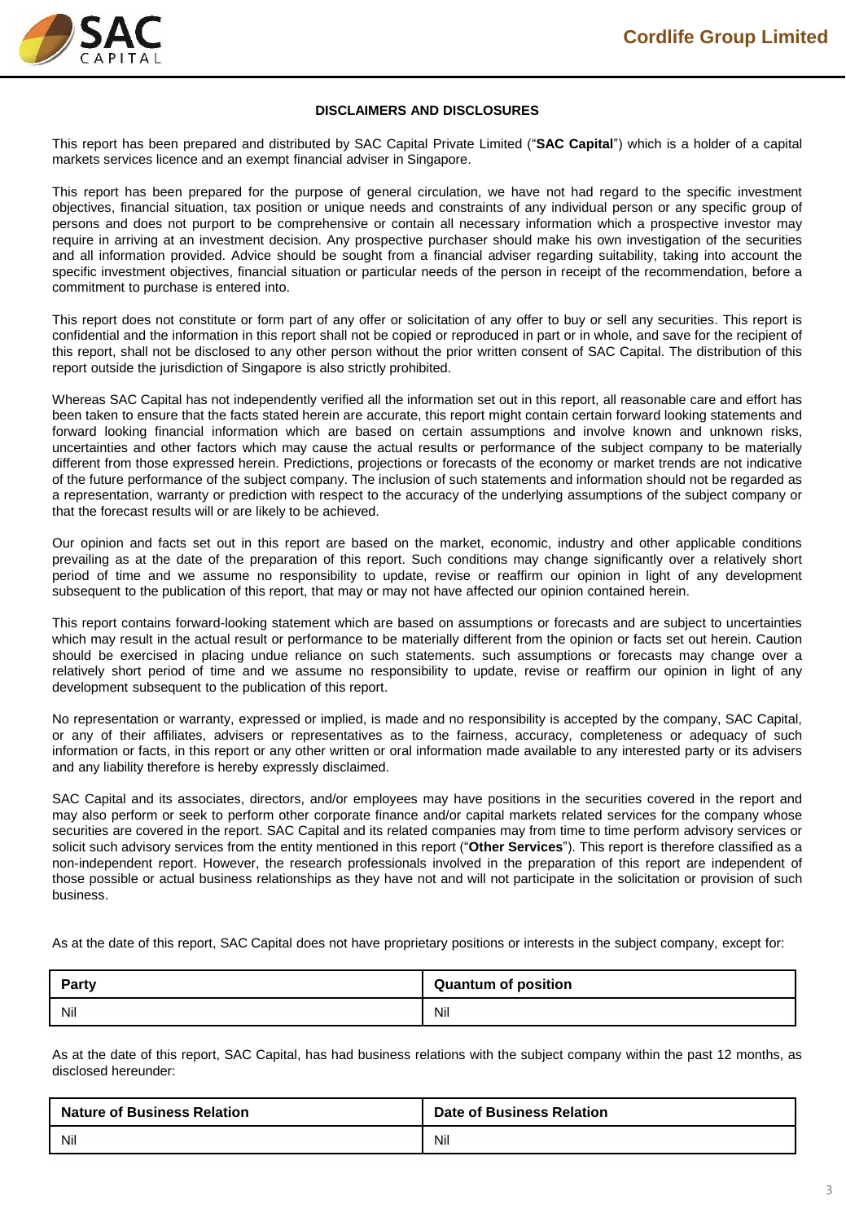### DISCLAIMERS AND DISCLOSURES

This report has been prepared and distributed by SAC Capital Private Limited ("**SAC Capital**") which is a holder of a capital markets services licence and an exempt financial adviser in Singapore.

This report has been prepared for the purpose of general circulation, we have not had regard to the specific investment objectives, financial situation, tax position or unique needs and constraints of any individual person or any specific group of persons and does not purport to be comprehensive or contain all necessary information which a prospective investor may require in arriving at an investment decision. Any prospective purchaser should make his own investigation of the securities and all information provided. Advice should be sought from a financial adviser regarding suitability, taking into account the specific investment objectives, financial situation or particular needs of the person in receipt of the recommendation, before a commitment to purchase is entered into.

This report does not constitute or form part of any offer or solicitation of any offer to buy or sell any securities. This report is confidential and the information in this report shall not be copied or reproduced in part or in whole, and save for the recipient of this report, shall not be disclosed to any other person without the prior written consent of SAC Capital. The distribution of this report outside the jurisdiction of Singapore is also strictly prohibited.

Whereas SAC Capital has not independently verified all the information set out in this report, all reasonable care and effort has been taken to ensure that the facts stated herein are accurate, this report might contain certain forward looking statements and forward looking financial information which are based on certain assumptions and involve known and unknown risks, uncertainties and other factors which may cause the actual results or performance of the subject company to be materially different from those expressed herein. Predictions, projections or forecasts of the economy or market trends are not indicative of the future performance of the subject company. The inclusion of such statements and information should not be regarded as a representation, warranty or prediction with respect to the accuracy of the underlying assumptions of the subject company or that the forecast results will or are likely to be achieved.

Our opinion and facts set out in this report are based on the market, economic, industry and other applicable conditions prevailing as at the date of the preparation of this report. Such conditions may change significantly over a relatively short period of time and we assume no responsibility to update, revise or reaffirm our opinion in light of any development subsequent to the publication of this report, that may or may not have affected our opinion contained herein.

This report contains forward-looking statement which are based on assumptions or forecasts and are subject to uncertainties which may result in the actual result or performance to be materially different from the opinion or facts set out herein. Caution should be exercised in placing undue reliance on such statements. such assumptions or forecasts may change over a relatively short period of time and we assume no responsibility to update, revise or reaffirm our opinion in light of any development subsequent to the publication of this report.

No representation or warranty, expressed or implied, is made and no responsibility is accepted by the company, SAC Capital, or any of their affiliates, advisers or representatives as to the fairness, accuracy, completeness or adequacy of such information or facts, in this report or any other written or oral information made available to any interested party or its advisers and any liability therefore is hereby expressly disclaimed.

SAC Capital and its associates, directors, and/or employees may have positions in the securities covered in the report and may also perform or seek to perform other corporate finance and/or capital markets related services for the company whose securities are covered in the report. SAC Capital and its related companies may from time to time perform advisory services or solicit such advisory services from the entity mentioned in this report ("**Other Services**"). This report is therefore classified as a non-independent report. However, the research professionals involved in the preparation of this report are independent of those possible or actual business relationships as they have not and will not participate in the solicitation or provision of such business.

As at the date of this report, SAC Capital does not have proprietary positions or interests in the subject company, except for:

| Party | Quantum of position |
|---|---|
| Nil | Nil |

As at the date of this report, SAC Capital, has had business relations with the subject company within the past 12 months, as disclosed hereunder:

| Nature of Business Relation | Date of Business Relation |
|---|---|
| Nil | Nil |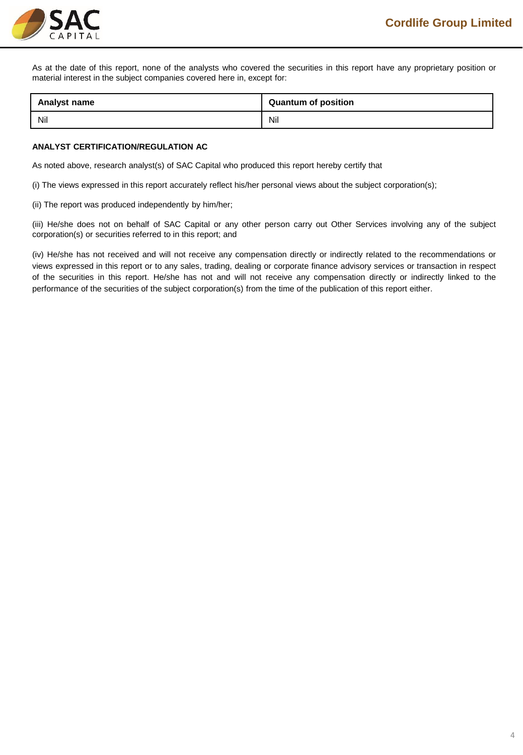As at the date of this report, none of the analysts who covered the securities in this report have any proprietary position or material interest in the subject companies covered here in, except for:

| Analyst name | Quantum of position |
|---|---|
| Nil | Nil |

**ANALYST CERTIFICATION/REGULATION AC**

As noted above, research analyst(s) of SAC Capital who produced this report hereby certify that

(i) The views expressed in this report accurately reflect his/her personal views about the subject corporation(s);

(ii) The report was produced independently by him/her;

(iii) He/she does not on behalf of SAC Capital or any other person carry out Other Services involving any of the subject corporation(s) or securities referred to in this report; and

(iv) He/she has not received and will not receive any compensation directly or indirectly related to the recommendations or views expressed in this report or to any sales, trading, dealing or corporate finance advisory services or transaction in respect of the securities in this report. He/she has not and will not receive any compensation directly or indirectly linked to the performance of the securities of the subject corporation(s) from the time of the publication of this report either.